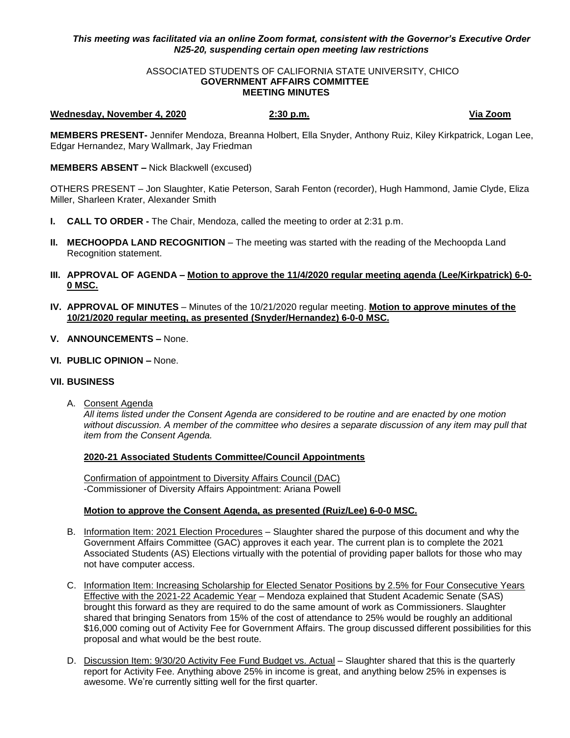***This meeting was facilitated via an online Zoom format, consistent with the Governor's Executive Order N25-20, suspending certain open meeting law restrictions***

ASSOCIATED STUDENTS OF CALIFORNIA STATE UNIVERSITY, CHICO
**GOVERNMENT AFFAIRS COMMITTEE**
**MEETING MINUTES**

**Wednesday, November 4, 2020** **2:30 p.m.** **Via Zoom**

**MEMBERS PRESENT-** Jennifer Mendoza, Breanna Holbert, Ella Snyder, Anthony Ruiz, Kiley Kirkpatrick, Logan Lee, Edgar Hernandez, Mary Wallmark, Jay Friedman

**MEMBERS ABSENT –** Nick Blackwell (excused)

OTHERS PRESENT – Jon Slaughter, Katie Peterson, Sarah Fenton (recorder), Hugh Hammond, Jamie Clyde, Eliza Miller, Sharleen Krater, Alexander Smith

**I. CALL TO ORDER -** The Chair, Mendoza, called the meeting to order at 2:31 p.m.

**II. MECHOOPDA LAND RECOGNITION** – The meeting was started with the reading of the Mechoopda Land Recognition statement.

**III. APPROVAL OF AGENDA – Motion to approve the 11/4/2020 regular meeting agenda (Lee/Kirkpatrick) 6-0-0 MSC.**

**IV. APPROVAL OF MINUTES** – Minutes of the 10/21/2020 regular meeting. **Motion to approve minutes of the 10/21/2020 regular meeting, as presented (Snyder/Hernandez) 6-0-0 MSC.**

**V. ANNOUNCEMENTS –** None.

**VI. PUBLIC OPINION –** None.

**VII. BUSINESS**

A. Consent Agenda

*All items listed under the Consent Agenda are considered to be routine and are enacted by one motion without discussion. A member of the committee who desires a separate discussion of any item may pull that item from the Consent Agenda.*

**2020-21 Associated Students Committee/Council Appointments**

Confirmation of appointment to Diversity Affairs Council (DAC)
-Commissioner of Diversity Affairs Appointment: Ariana Powell

**Motion to approve the Consent Agenda, as presented (Ruiz/Lee) 6-0-0 MSC.**

B. Information Item: 2021 Election Procedures – Slaughter shared the purpose of this document and why the Government Affairs Committee (GAC) approves it each year. The current plan is to complete the 2021 Associated Students (AS) Elections virtually with the potential of providing paper ballots for those who may not have computer access.

C. Information Item: Increasing Scholarship for Elected Senator Positions by 2.5% for Four Consecutive Years Effective with the 2021-22 Academic Year – Mendoza explained that Student Academic Senate (SAS) brought this forward as they are required to do the same amount of work as Commissioners. Slaughter shared that bringing Senators from 15% of the cost of attendance to 25% would be roughly an additional $16,000 coming out of Activity Fee for Government Affairs. The group discussed different possibilities for this proposal and what would be the best route.

D. Discussion Item: 9/30/20 Activity Fee Fund Budget vs. Actual – Slaughter shared that this is the quarterly report for Activity Fee. Anything above 25% in income is great, and anything below 25% in expenses is awesome. We're currently sitting well for the first quarter.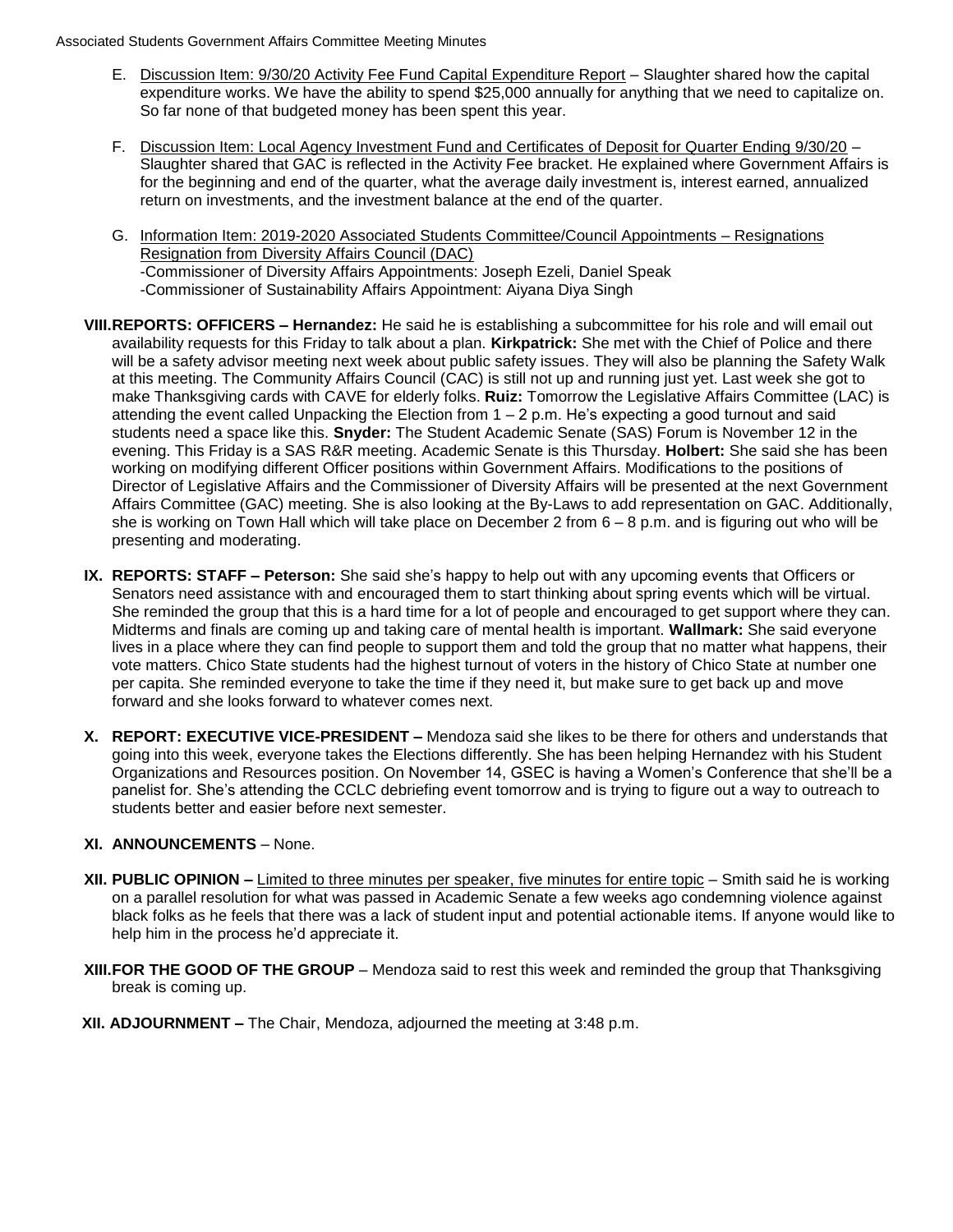E. Discussion Item: 9/30/20 Activity Fee Fund Capital Expenditure Report – Slaughter shared how the capital expenditure works. We have the ability to spend $25,000 annually for anything that we need to capitalize on. So far none of that budgeted money has been spent this year.

F. Discussion Item: Local Agency Investment Fund and Certificates of Deposit for Quarter Ending 9/30/20 – Slaughter shared that GAC is reflected in the Activity Fee bracket. He explained where Government Affairs is for the beginning and end of the quarter, what the average daily investment is, interest earned, annualized return on investments, and the investment balance at the end of the quarter.

G. Information Item: 2019-2020 Associated Students Committee/Council Appointments – Resignations Resignation from Diversity Affairs Council (DAC)
-Commissioner of Diversity Affairs Appointments: Joseph Ezeli, Daniel Speak
-Commissioner of Sustainability Affairs Appointment: Aiyana Diya Singh

**VIII. REPORTS: OFFICERS – Hernandez:** He said he is establishing a subcommittee for his role and will email out availability requests for this Friday to talk about a plan. **Kirkpatrick:** She met with the Chief of Police and there will be a safety advisor meeting next week about public safety issues. They will also be planning the Safety Walk at this meeting. The Community Affairs Council (CAC) is still not up and running just yet. Last week she got to make Thanksgiving cards with CAVE for elderly folks. **Ruiz:** Tomorrow the Legislative Affairs Committee (LAC) is attending the event called Unpacking the Election from 1 – 2 p.m. He's expecting a good turnout and said students need a space like this. **Snyder:** The Student Academic Senate (SAS) Forum is November 12 in the evening. This Friday is a SAS R&R meeting. Academic Senate is this Thursday. **Holbert:** She said she has been working on modifying different Officer positions within Government Affairs. Modifications to the positions of Director of Legislative Affairs and the Commissioner of Diversity Affairs will be presented at the next Government Affairs Committee (GAC) meeting. She is also looking at the By-Laws to add representation on GAC. Additionally, she is working on Town Hall which will take place on December 2 from 6 – 8 p.m. and is figuring out who will be presenting and moderating.

**IX. REPORTS: STAFF – Peterson:** She said she's happy to help out with any upcoming events that Officers or Senators need assistance with and encouraged them to start thinking about spring events which will be virtual. She reminded the group that this is a hard time for a lot of people and encouraged to get support where they can. Midterms and finals are coming up and taking care of mental health is important. **Wallmark:** She said everyone lives in a place where they can find people to support them and told the group that no matter what happens, their vote matters. Chico State students had the highest turnout of voters in the history of Chico State at number one per capita. She reminded everyone to take the time if they need it, but make sure to get back up and move forward and she looks forward to whatever comes next.

**X. REPORT: EXECUTIVE VICE-PRESIDENT –** Mendoza said she likes to be there for others and understands that going into this week, everyone takes the Elections differently. She has been helping Hernandez with his Student Organizations and Resources position. On November 14, GSEC is having a Women's Conference that she'll be a panelist for. She's attending the CCLC debriefing event tomorrow and is trying to figure out a way to outreach to students better and easier before next semester.

**XI. ANNOUNCEMENTS** – None.

**XII. PUBLIC OPINION –** Limited to three minutes per speaker, five minutes for entire topic – Smith said he is working on a parallel resolution for what was passed in Academic Senate a few weeks ago condemning violence against black folks as he feels that there was a lack of student input and potential actionable items. If anyone would like to help him in the process he'd appreciate it.

**XIII. FOR THE GOOD OF THE GROUP** – Mendoza said to rest this week and reminded the group that Thanksgiving break is coming up.

**XII. ADJOURNMENT –** The Chair, Mendoza, adjourned the meeting at 3:48 p.m.